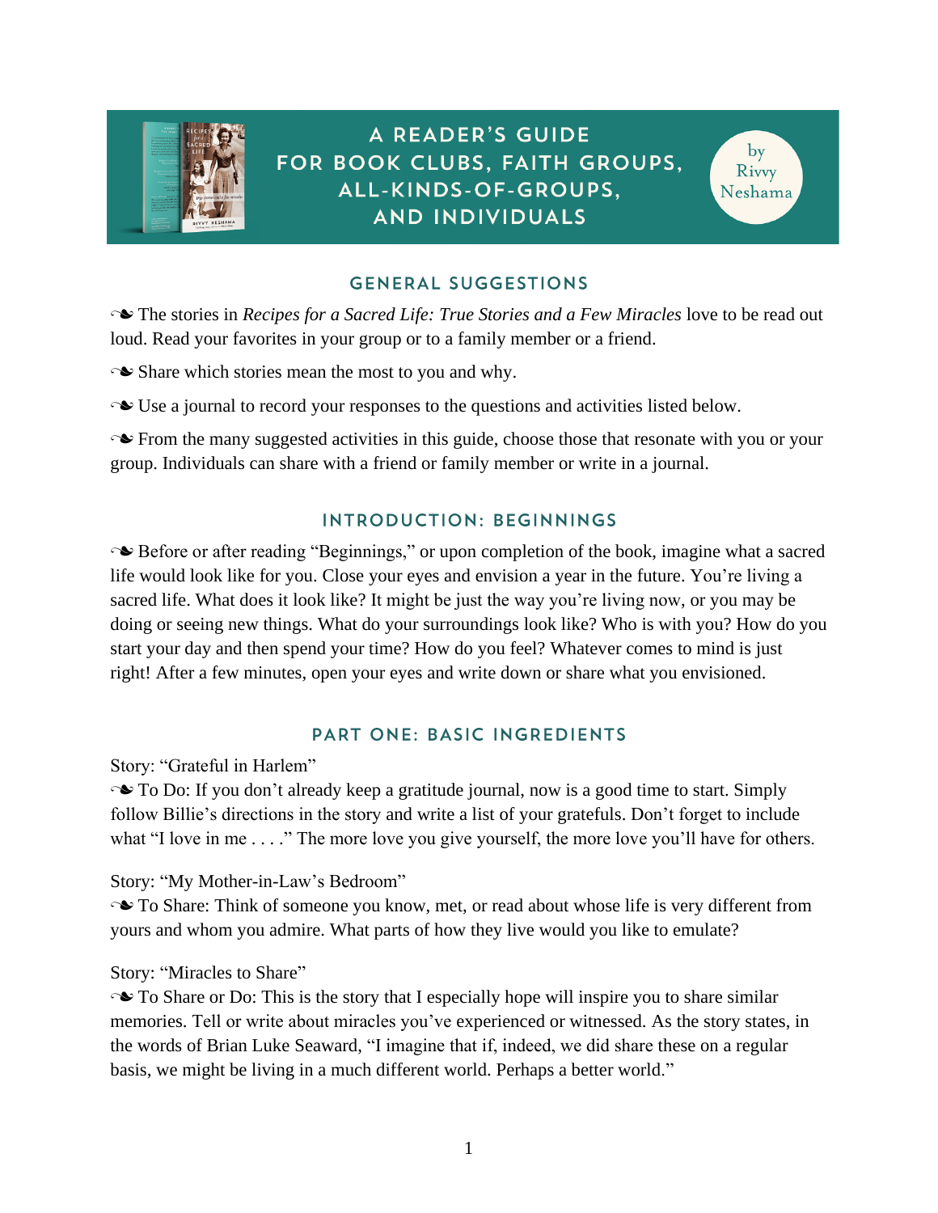# A READER'S GUIDE FOR BOOK CLUBS, FAITH GROUPS, ALL-KINDS-OF-GROUPS, AND INDIVIDUALS

by Rivvy Neshama

## GENERAL SUGGESTIONS

☙ The stories in *Recipes for a Sacred Life: True Stories and a Few Miracles* love to be read out loud. Read your favorites in your group or to a family member or a friend.

☙ Share which stories mean the most to you and why.

☙ Use a journal to record your responses to the questions and activities listed below.

☙ From the many suggested activities in this guide, choose those that resonate with you or your group. Individuals can share with a friend or family member or write in a journal.

## INTRODUCTION: BEGINNINGS

☙ Before or after reading "Beginnings," or upon completion of the book, imagine what a sacred life would look like for you. Close your eyes and envision a year in the future. You're living a sacred life. What does it look like? It might be just the way you're living now, or you may be doing or seeing new things. What do your surroundings look like? Who is with you? How do you start your day and then spend your time? How do you feel? Whatever comes to mind is just right! After a few minutes, open your eyes and write down or share what you envisioned.

## PART ONE: BASIC INGREDIENTS

Story: "Grateful in Harlem"
☙ To Do: If you don't already keep a gratitude journal, now is a good time to start. Simply follow Billie's directions in the story and write a list of your gratefuls. Don't forget to include what "I love in me . . . ." The more love you give yourself, the more love you'll have for others.

Story: "My Mother-in-Law's Bedroom"
☙ To Share: Think of someone you know, met, or read about whose life is very different from yours and whom you admire. What parts of how they live would you like to emulate?

Story: "Miracles to Share"
☙ To Share or Do: This is the story that I especially hope will inspire you to share similar memories. Tell or write about miracles you've experienced or witnessed. As the story states, in the words of Brian Luke Seaward, "I imagine that if, indeed, we did share these on a regular basis, we might be living in a much different world. Perhaps a better world."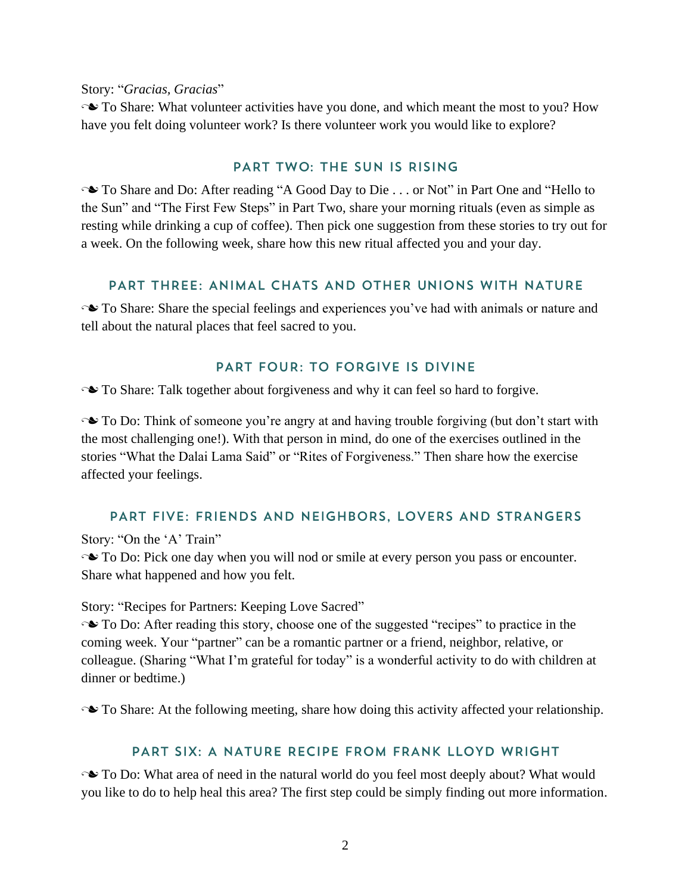Story: “*Gracias, Gracias*”

❧ To Share: What volunteer activities have you done, and which meant the most to you? How have you felt doing volunteer work? Is there volunteer work you would like to explore?

## PART TWO: THE SUN IS RISING

❧ To Share and Do: After reading “A Good Day to Die . . . or Not” in Part One and “Hello to the Sun” and “The First Few Steps” in Part Two, share your morning rituals (even as simple as resting while drinking a cup of coffee). Then pick one suggestion from these stories to try out for a week. On the following week, share how this new ritual affected you and your day.

## PART THREE: ANIMAL CHATS AND OTHER UNIONS WITH NATURE

❧ To Share: Share the special feelings and experiences you’ve had with animals or nature and tell about the natural places that feel sacred to you.

## PART FOUR: TO FORGIVE IS DIVINE

❧ To Share: Talk together about forgiveness and why it can feel so hard to forgive.

❧ To Do: Think of someone you’re angry at and having trouble forgiving (but don’t start with the most challenging one!). With that person in mind, do one of the exercises outlined in the stories “What the Dalai Lama Said” or “Rites of Forgiveness.” Then share how the exercise affected your feelings.

## PART FIVE: FRIENDS AND NEIGHBORS, LOVERS AND STRANGERS

Story: “On the ‘A’ Train”

❧ To Do: Pick one day when you will nod or smile at every person you pass or encounter. Share what happened and how you felt.

Story: “Recipes for Partners: Keeping Love Sacred”

❧ To Do: After reading this story, choose one of the suggested “recipes” to practice in the coming week. Your “partner” can be a romantic partner or a friend, neighbor, relative, or colleague. (Sharing “What I’m grateful for today” is a wonderful activity to do with children at dinner or bedtime.)

❧ To Share: At the following meeting, share how doing this activity affected your relationship.

## PART SIX: A NATURE RECIPE FROM FRANK LLOYD WRIGHT

❧ To Do: What area of need in the natural world do you feel most deeply about? What would you like to do to help heal this area? The first step could be simply finding out more information.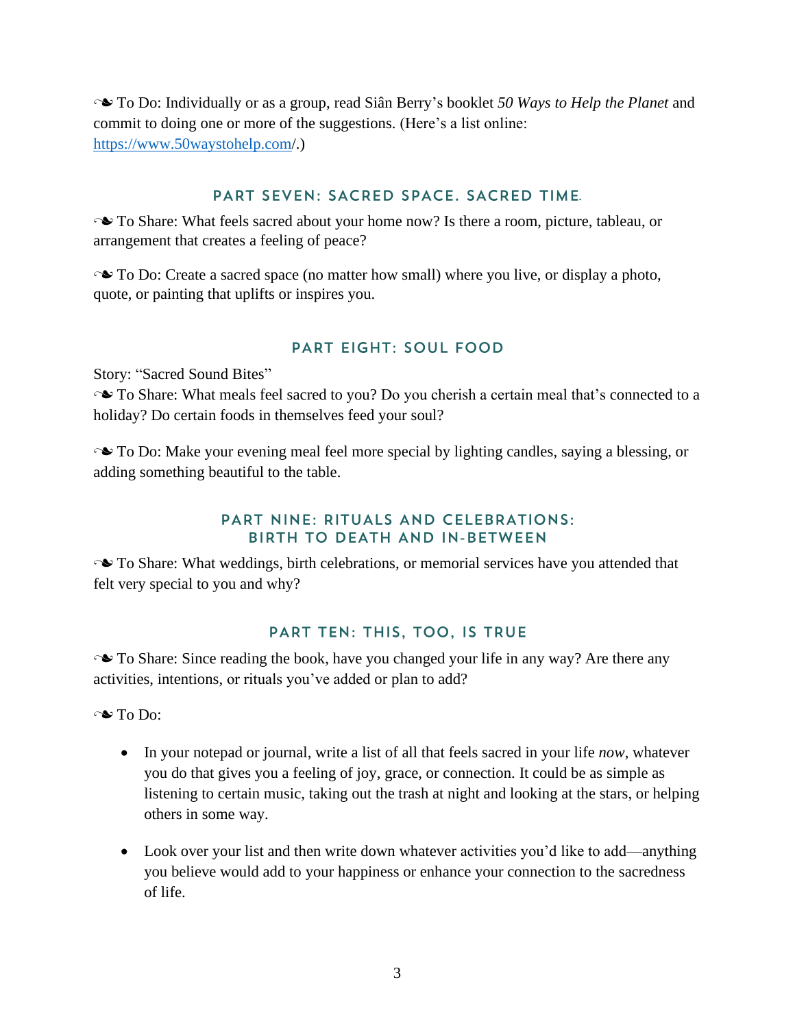☙ To Do: Individually or as a group, read Siân Berry's booklet *50 Ways to Help the Planet* and commit to doing one or more of the suggestions. (Here's a list online: [https://www.50waystohelp.com/](https://www.50waystohelp.com/).)

## PART SEVEN: SACRED SPACE. SACRED TIME.

☙ To Share: What feels sacred about your home now? Is there a room, picture, tableau, or arrangement that creates a feeling of peace?

☙ To Do: Create a sacred space (no matter how small) where you live, or display a photo, quote, or painting that uplifts or inspires you.

## PART EIGHT: SOUL FOOD

Story: "Sacred Sound Bites"
☙ To Share: What meals feel sacred to you? Do you cherish a certain meal that's connected to a holiday? Do certain foods in themselves feed your soul?

☙ To Do: Make your evening meal feel more special by lighting candles, saying a blessing, or adding something beautiful to the table.

## PART NINE: RITUALS AND CELEBRATIONS: BIRTH TO DEATH AND IN-BETWEEN

☙ To Share: What weddings, birth celebrations, or memorial services have you attended that felt very special to you and why?

## PART TEN: THIS, TOO, IS TRUE

☙ To Share: Since reading the book, have you changed your life in any way? Are there any activities, intentions, or rituals you've added or plan to add?

☙ To Do:

- In your notepad or journal, write a list of all that feels sacred in your life *now*, whatever you do that gives you a feeling of joy, grace, or connection. It could be as simple as listening to certain music, taking out the trash at night and looking at the stars, or helping others in some way.

- Look over your list and then write down whatever activities you'd like to add—anything you believe would add to your happiness or enhance your connection to the sacredness of life.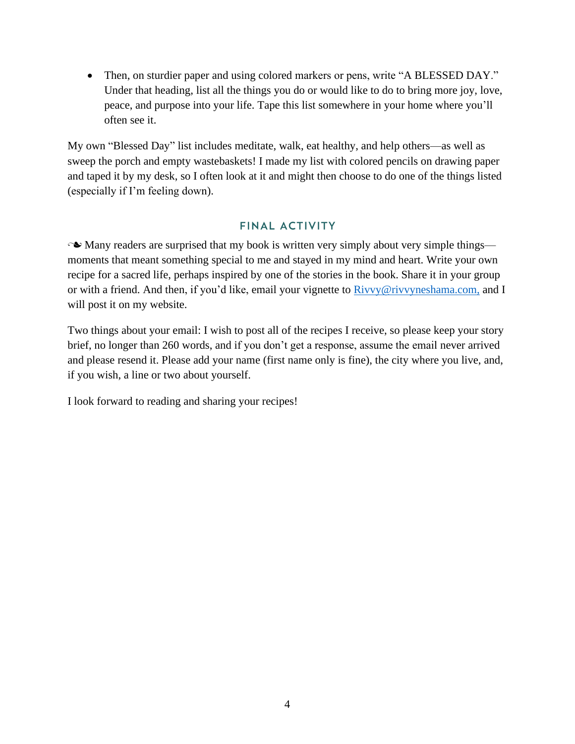- Then, on sturdier paper and using colored markers or pens, write "A BLESSED DAY." Under that heading, list all the things you do or would like to do to bring more joy, love, peace, and purpose into your life. Tape this list somewhere in your home where you'll often see it.

My own "Blessed Day" list includes meditate, walk, eat healthy, and help others—as well as sweep the porch and empty wastebaskets! I made my list with colored pencils on drawing paper and taped it by my desk, so I often look at it and might then choose to do one of the things listed (especially if I'm feeling down).

## FINAL ACTIVITY

☙ Many readers are surprised that my book is written very simply about very simple things—moments that meant something special to me and stayed in my mind and heart. Write your own recipe for a sacred life, perhaps inspired by one of the stories in the book. Share it in your group or with a friend. And then, if you'd like, email your vignette to [Rivvy@rivvyneshama.com,](mailto:Rivvy@rivvyneshama.com) and I will post it on my website.

Two things about your email: I wish to post all of the recipes I receive, so please keep your story brief, no longer than 260 words, and if you don't get a response, assume the email never arrived and please resend it. Please add your name (first name only is fine), the city where you live, and, if you wish, a line or two about yourself.

I look forward to reading and sharing your recipes!